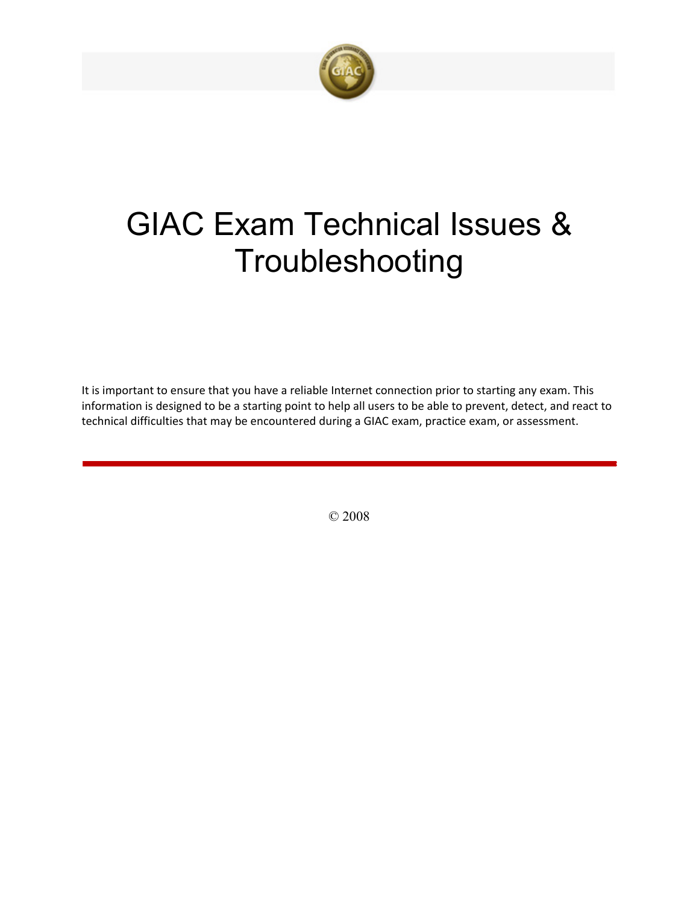# GIAC Exam Technical Issues & Troubleshooting

It is important to ensure that you have a reliable Internet connection prior to starting any exam. This information is designed to be a starting point to help all users to be able to prevent, detect, and react to technical difficulties that may be encountered during a GIAC exam, practice exam, or assessment.

---

© 2008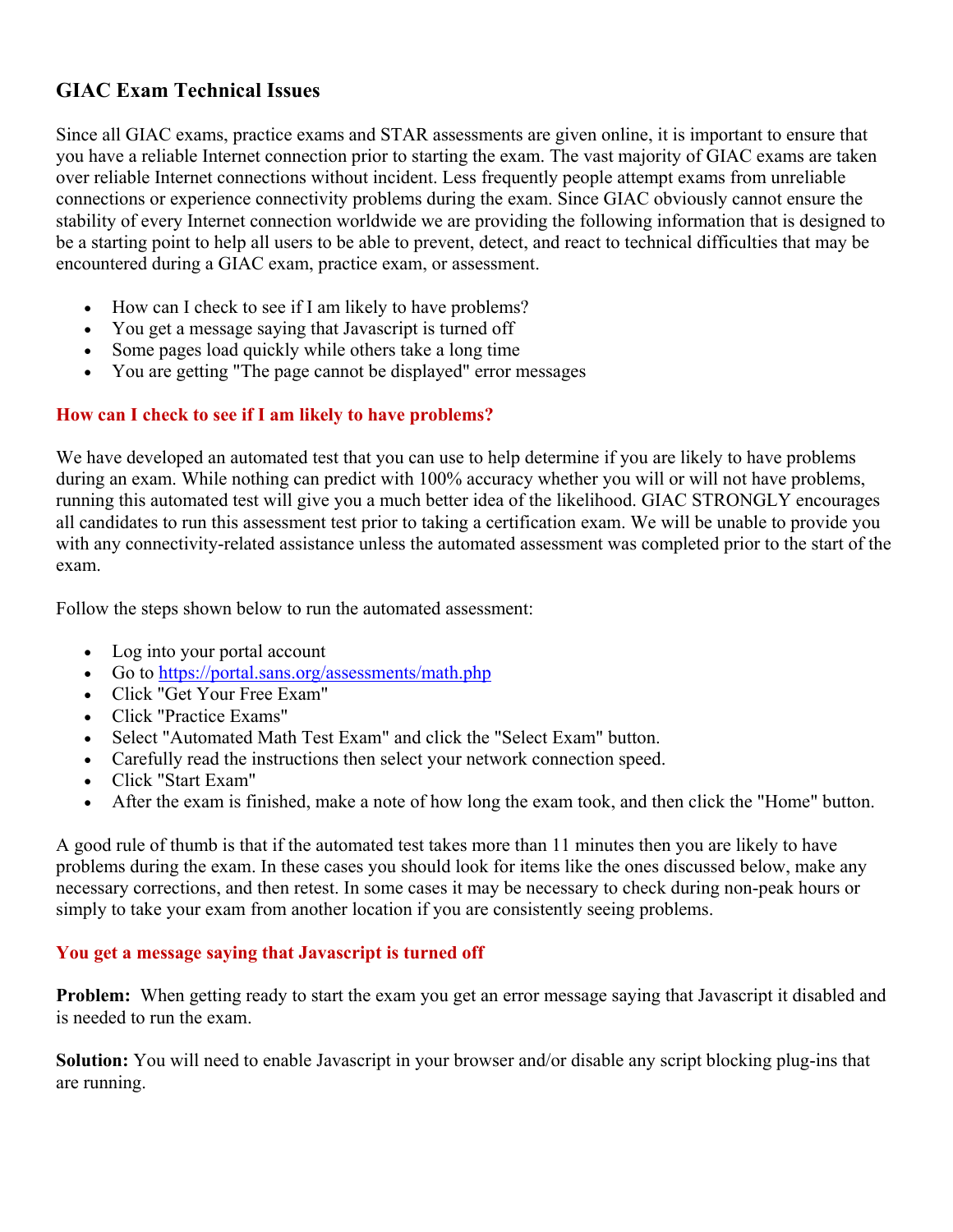## GIAC Exam Technical Issues

Since all GIAC exams, practice exams and STAR assessments are given online, it is important to ensure that you have a reliable Internet connection prior to starting the exam. The vast majority of GIAC exams are taken over reliable Internet connections without incident. Less frequently people attempt exams from unreliable connections or experience connectivity problems during the exam. Since GIAC obviously cannot ensure the stability of every Internet connection worldwide we are providing the following information that is designed to be a starting point to help all users to be able to prevent, detect, and react to technical difficulties that may be encountered during a GIAC exam, practice exam, or assessment.

- How can I check to see if I am likely to have problems?
- You get a message saying that Javascript is turned off
- Some pages load quickly while others take a long time
- You are getting "The page cannot be displayed" error messages

### How can I check to see if I am likely to have problems?

We have developed an automated test that you can use to help determine if you are likely to have problems during an exam. While nothing can predict with 100% accuracy whether you will or will not have problems, running this automated test will give you a much better idea of the likelihood. GIAC STRONGLY encourages all candidates to run this assessment test prior to taking a certification exam. We will be unable to provide you with any connectivity-related assistance unless the automated assessment was completed prior to the start of the exam.

Follow the steps shown below to run the automated assessment:

- Log into your portal account
- Go to https://portal.sans.org/assessments/math.php
- Click "Get Your Free Exam"
- Click "Practice Exams"
- Select "Automated Math Test Exam" and click the "Select Exam" button.
- Carefully read the instructions then select your network connection speed.
- Click "Start Exam"
- After the exam is finished, make a note of how long the exam took, and then click the "Home" button.

A good rule of thumb is that if the automated test takes more than 11 minutes then you are likely to have problems during the exam. In these cases you should look for items like the ones discussed below, make any necessary corrections, and then retest. In some cases it may be necessary to check during non-peak hours or simply to take your exam from another location if you are consistently seeing problems.

### You get a message saying that Javascript is turned off

**Problem:** When getting ready to start the exam you get an error message saying that Javascript it disabled and is needed to run the exam.

**Solution:** You will need to enable Javascript in your browser and/or disable any script blocking plug-ins that are running.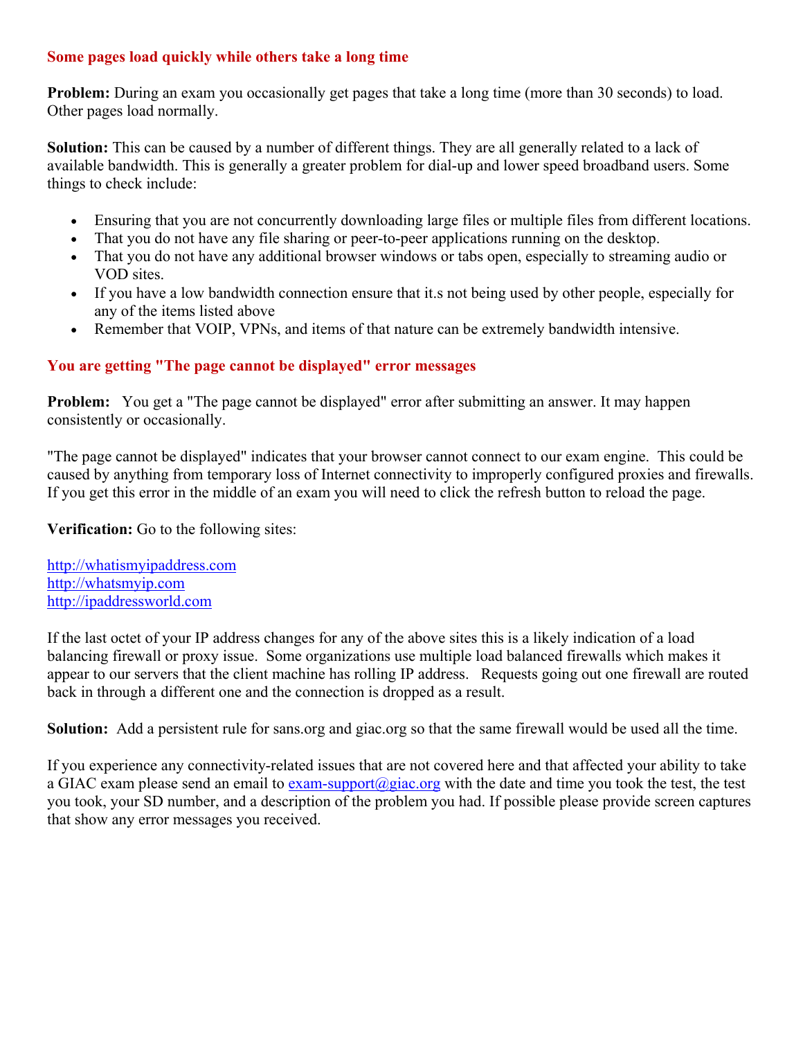### Some pages load quickly while others take a long time

**Problem:** During an exam you occasionally get pages that take a long time (more than 30 seconds) to load. Other pages load normally.

**Solution:** This can be caused by a number of different things. They are all generally related to a lack of available bandwidth. This is generally a greater problem for dial-up and lower speed broadband users. Some things to check include:

- Ensuring that you are not concurrently downloading large files or multiple files from different locations.
- That you do not have any file sharing or peer-to-peer applications running on the desktop.
- That you do not have any additional browser windows or tabs open, especially to streaming audio or VOD sites.
- If you have a low bandwidth connection ensure that it.s not being used by other people, especially for any of the items listed above
- Remember that VOIP, VPNs, and items of that nature can be extremely bandwidth intensive.

### You are getting "The page cannot be displayed" error messages

**Problem:** You get a "The page cannot be displayed" error after submitting an answer. It may happen consistently or occasionally.

"The page cannot be displayed" indicates that your browser cannot connect to our exam engine. This could be caused by anything from temporary loss of Internet connectivity to improperly configured proxies and firewalls. If you get this error in the middle of an exam you will need to click the refresh button to reload the page.

**Verification:** Go to the following sites:

http://whatismyipaddress.com
http://whatsmyip.com
http://ipaddressworld.com

If the last octet of your IP address changes for any of the above sites this is a likely indication of a load balancing firewall or proxy issue. Some organizations use multiple load balanced firewalls which makes it appear to our servers that the client machine has rolling IP address. Requests going out one firewall are routed back in through a different one and the connection is dropped as a result.

**Solution:** Add a persistent rule for sans.org and giac.org so that the same firewall would be used all the time.

If you experience any connectivity-related issues that are not covered here and that affected your ability to take a GIAC exam please send an email to exam-support@giac.org with the date and time you took the test, the test you took, your SD number, and a description of the problem you had. If possible please provide screen captures that show any error messages you received.